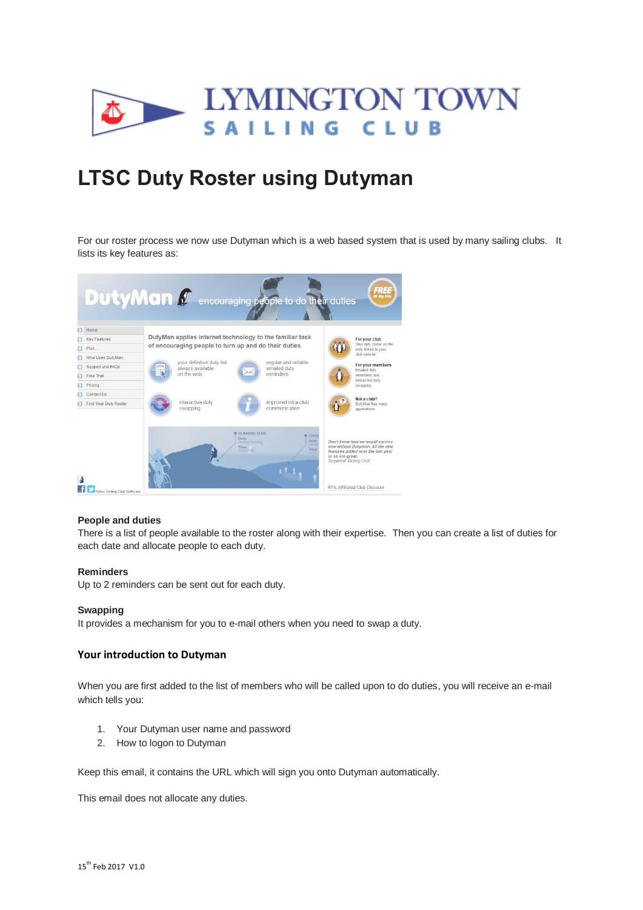# LYMINGTON TOWN SAILING CLUB

# LTSC Duty Roster using Dutyman

For our roster process we now use Dutyman which is a web based system that is used by many sailing clubs. It lists its key features as:

**People and duties**
There is a list of people available to the roster along with their expertise. Then you can create a list of duties for each date and allocate people to each duty.

**Reminders**
Up to 2 reminders can be sent out for each duty.

**Swapping**
It provides a mechanism for you to e-mail others when you need to swap a duty.

## Your introduction to Dutyman

When you are first added to the list of members who will be called upon to do duties, you will receive an e-mail which tells you:

1. Your Dutyman user name and password
2. How to logon to Dutyman

Keep this email, it contains the URL which will sign you onto Dutyman automatically.

This email does not allocate any duties.

15th Feb 2017 V1.0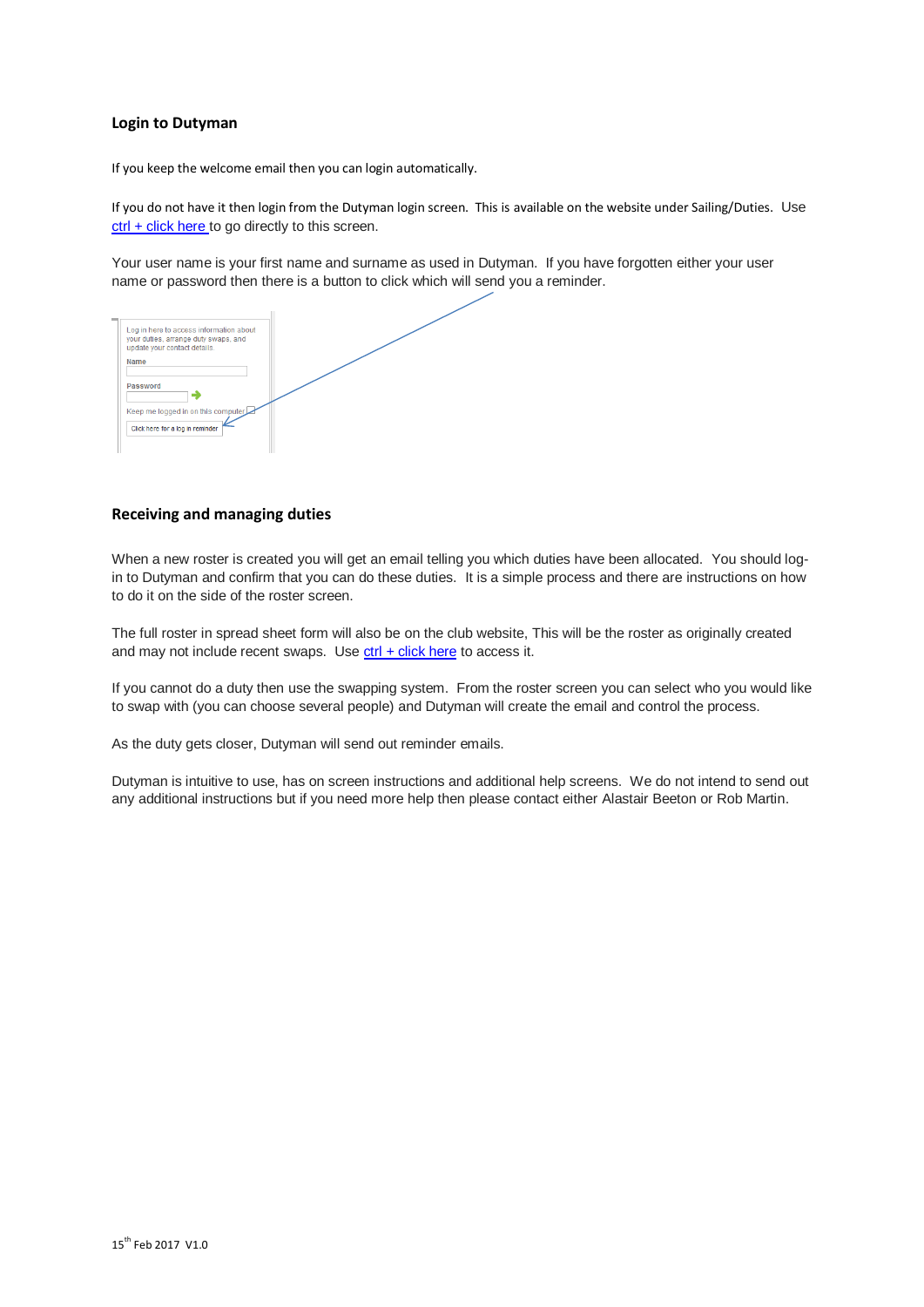## Login to Dutyman

If you keep the welcome email then you can login automatically.

If you do not have it then login from the Dutyman login screen. This is available on the website under Sailing/Duties. Use ctrl + click here to go directly to this screen.

Your user name is your first name and surname as used in Dutyman. If you have forgotten either your user name or password then there is a button to click which will send you a reminder.

## Receiving and managing duties

When a new roster is created you will get an email telling you which duties have been allocated. You should log-in to Dutyman and confirm that you can do these duties. It is a simple process and there are instructions on how to do it on the side of the roster screen.

The full roster in spread sheet form will also be on the club website, This will be the roster as originally created and may not include recent swaps. Use ctrl + click here to access it.

If you cannot do a duty then use the swapping system. From the roster screen you can select who you would like to swap with (you can choose several people) and Dutyman will create the email and control the process.

As the duty gets closer, Dutyman will send out reminder emails.

Dutyman is intuitive to use, has on screen instructions and additional help screens. We do not intend to send out any additional instructions but if you need more help then please contact either Alastair Beeton or Rob Martin.